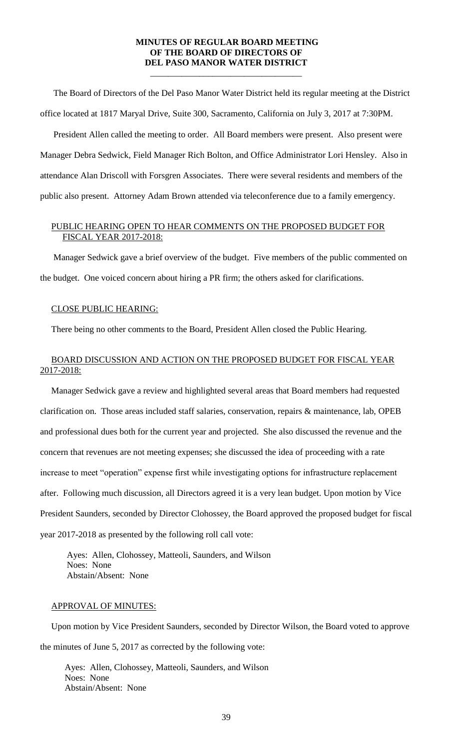# MINUTES OF REGULAR BOARD MEETING OF THE BOARD OF DIRECTORS OF DEL PASO MANOR WATER DISTRICT

The Board of Directors of the Del Paso Manor Water District held its regular meeting at the District office located at 1817 Maryal Drive, Suite 300, Sacramento, California on July 3, 2017 at 7:30PM.

President Allen called the meeting to order. All Board members were present. Also present were Manager Debra Sedwick, Field Manager Rich Bolton, and Office Administrator Lori Hensley. Also in attendance Alan Driscoll with Forsgren Associates. There were several residents and members of the public also present. Attorney Adam Brown attended via teleconference due to a family emergency.

## PUBLIC HEARING OPEN TO HEAR COMMENTS ON THE PROPOSED BUDGET FOR FISCAL YEAR 2017-2018:

Manager Sedwick gave a brief overview of the budget. Five members of the public commented on the budget. One voiced concern about hiring a PR firm; the others asked for clarifications.

## CLOSE PUBLIC HEARING:

There being no other comments to the Board, President Allen closed the Public Hearing.

## BOARD DISCUSSION AND ACTION ON THE PROPOSED BUDGET FOR FISCAL YEAR 2017-2018:

Manager Sedwick gave a review and highlighted several areas that Board members had requested clarification on. Those areas included staff salaries, conservation, repairs & maintenance, lab, OPEB and professional dues both for the current year and projected. She also discussed the revenue and the concern that revenues are not meeting expenses; she discussed the idea of proceeding with a rate increase to meet "operation" expense first while investigating options for infrastructure replacement after. Following much discussion, all Directors agreed it is a very lean budget. Upon motion by Vice President Saunders, seconded by Director Clohossey, the Board approved the proposed budget for fiscal year 2017-2018 as presented by the following roll call vote:

Ayes: Allen, Clohossey, Matteoli, Saunders, and Wilson
Noes: None
Abstain/Absent: None

## APPROVAL OF MINUTES:

Upon motion by Vice President Saunders, seconded by Director Wilson, the Board voted to approve the minutes of June 5, 2017 as corrected by the following vote:

Ayes: Allen, Clohossey, Matteoli, Saunders, and Wilson
Noes: None
Abstain/Absent: None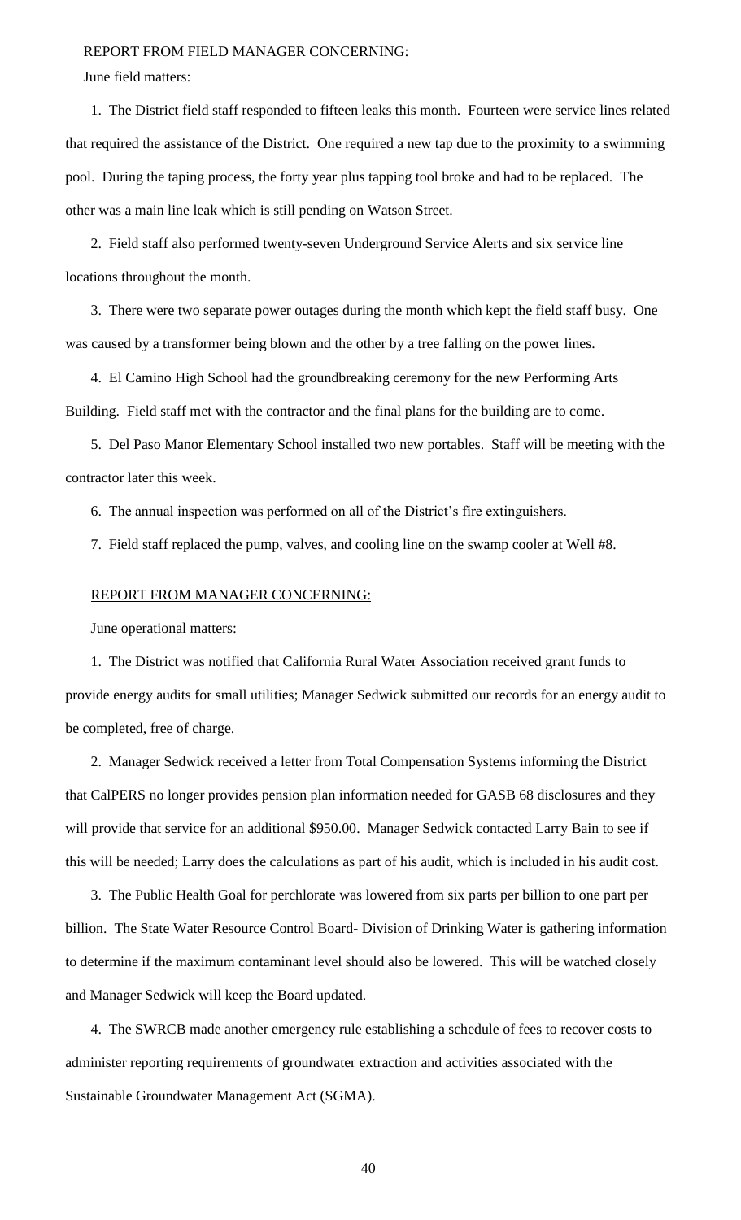REPORT FROM FIELD MANAGER CONCERNING:

June field matters:

1. The District field staff responded to fifteen leaks this month. Fourteen were service lines related that required the assistance of the District. One required a new tap due to the proximity to a swimming pool. During the taping process, the forty year plus tapping tool broke and had to be replaced. The other was a main line leak which is still pending on Watson Street.

2. Field staff also performed twenty-seven Underground Service Alerts and six service line locations throughout the month.

3. There were two separate power outages during the month which kept the field staff busy. One was caused by a transformer being blown and the other by a tree falling on the power lines.

4. El Camino High School had the groundbreaking ceremony for the new Performing Arts Building. Field staff met with the contractor and the final plans for the building are to come.

5. Del Paso Manor Elementary School installed two new portables. Staff will be meeting with the contractor later this week.

6. The annual inspection was performed on all of the District's fire extinguishers.

7. Field staff replaced the pump, valves, and cooling line on the swamp cooler at Well #8.

REPORT FROM MANAGER CONCERNING:

June operational matters:

1. The District was notified that California Rural Water Association received grant funds to provide energy audits for small utilities; Manager Sedwick submitted our records for an energy audit to be completed, free of charge.

2. Manager Sedwick received a letter from Total Compensation Systems informing the District that CalPERS no longer provides pension plan information needed for GASB 68 disclosures and they will provide that service for an additional $950.00. Manager Sedwick contacted Larry Bain to see if this will be needed; Larry does the calculations as part of his audit, which is included in his audit cost.

3. The Public Health Goal for perchlorate was lowered from six parts per billion to one part per billion. The State Water Resource Control Board- Division of Drinking Water is gathering information to determine if the maximum contaminant level should also be lowered. This will be watched closely and Manager Sedwick will keep the Board updated.

4. The SWRCB made another emergency rule establishing a schedule of fees to recover costs to administer reporting requirements of groundwater extraction and activities associated with the Sustainable Groundwater Management Act (SGMA).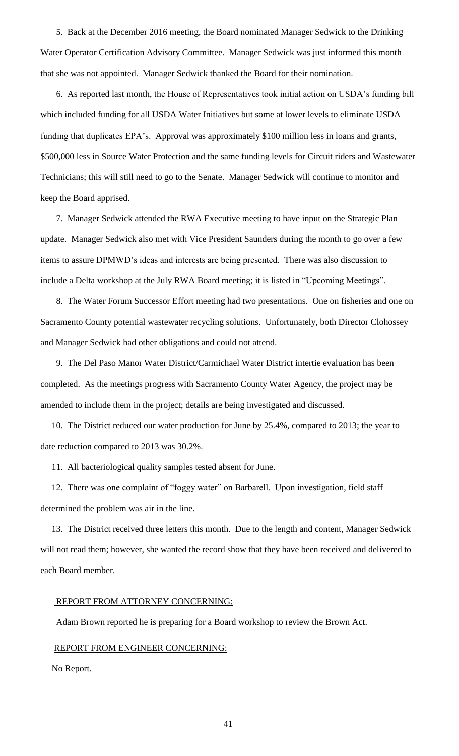5. Back at the December 2016 meeting, the Board nominated Manager Sedwick to the Drinking Water Operator Certification Advisory Committee. Manager Sedwick was just informed this month that she was not appointed. Manager Sedwick thanked the Board for their nomination.

6. As reported last month, the House of Representatives took initial action on USDA's funding bill which included funding for all USDA Water Initiatives but some at lower levels to eliminate USDA funding that duplicates EPA's. Approval was approximately $100 million less in loans and grants, $500,000 less in Source Water Protection and the same funding levels for Circuit riders and Wastewater Technicians; this will still need to go to the Senate. Manager Sedwick will continue to monitor and keep the Board apprised.

7. Manager Sedwick attended the RWA Executive meeting to have input on the Strategic Plan update. Manager Sedwick also met with Vice President Saunders during the month to go over a few items to assure DPMWD's ideas and interests are being presented. There was also discussion to include a Delta workshop at the July RWA Board meeting; it is listed in "Upcoming Meetings".

8. The Water Forum Successor Effort meeting had two presentations. One on fisheries and one on Sacramento County potential wastewater recycling solutions. Unfortunately, both Director Clohossey and Manager Sedwick had other obligations and could not attend.

9. The Del Paso Manor Water District/Carmichael Water District intertie evaluation has been completed. As the meetings progress with Sacramento County Water Agency, the project may be amended to include them in the project; details are being investigated and discussed.

10. The District reduced our water production for June by 25.4%, compared to 2013; the year to date reduction compared to 2013 was 30.2%.

11. All bacteriological quality samples tested absent for June.

12. There was one complaint of "foggy water" on Barbarell. Upon investigation, field staff determined the problem was air in the line.

13. The District received three letters this month. Due to the length and content, Manager Sedwick will not read them; however, she wanted the record show that they have been received and delivered to each Board member.

REPORT FROM ATTORNEY CONCERNING:

Adam Brown reported he is preparing for a Board workshop to review the Brown Act.

REPORT FROM ENGINEER CONCERNING:

No Report.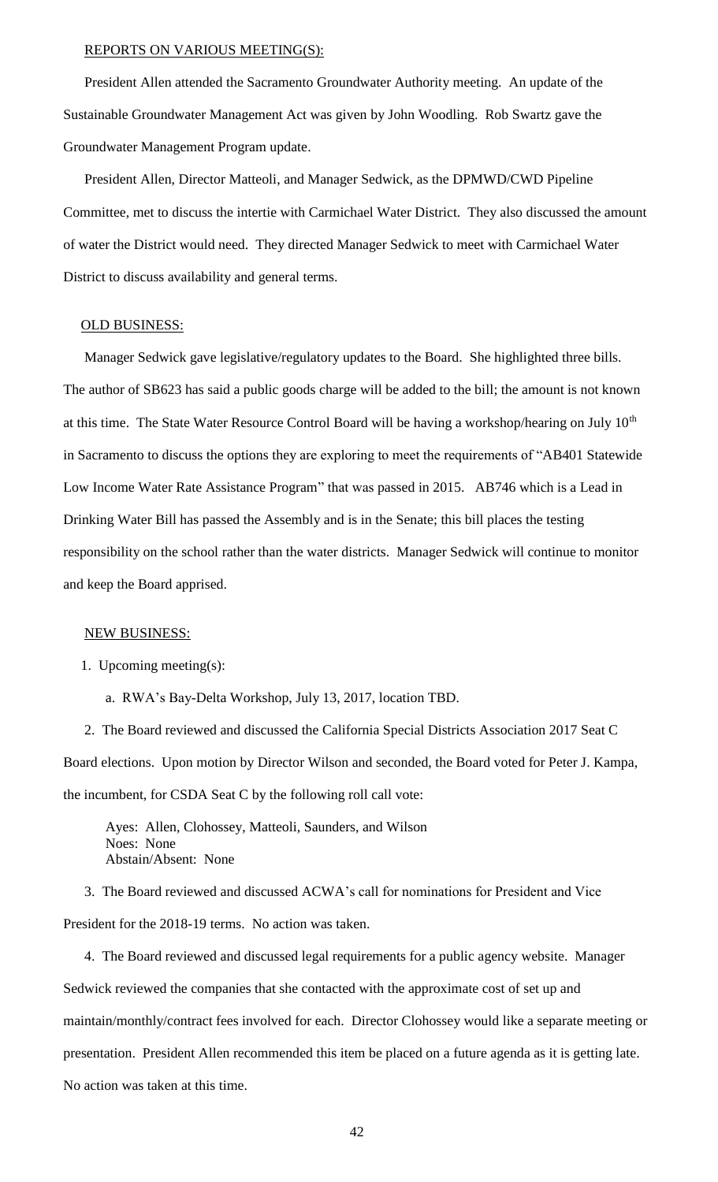REPORTS ON VARIOUS MEETING(S):

President Allen attended the Sacramento Groundwater Authority meeting. An update of the Sustainable Groundwater Management Act was given by John Woodling. Rob Swartz gave the Groundwater Management Program update.

President Allen, Director Matteoli, and Manager Sedwick, as the DPMWD/CWD Pipeline Committee, met to discuss the intertie with Carmichael Water District. They also discussed the amount of water the District would need. They directed Manager Sedwick to meet with Carmichael Water District to discuss availability and general terms.

OLD BUSINESS:

Manager Sedwick gave legislative/regulatory updates to the Board. She highlighted three bills. The author of SB623 has said a public goods charge will be added to the bill; the amount is not known at this time. The State Water Resource Control Board will be having a workshop/hearing on July 10th in Sacramento to discuss the options they are exploring to meet the requirements of "AB401 Statewide Low Income Water Rate Assistance Program" that was passed in 2015. AB746 which is a Lead in Drinking Water Bill has passed the Assembly and is in the Senate; this bill places the testing responsibility on the school rather than the water districts. Manager Sedwick will continue to monitor and keep the Board apprised.

NEW BUSINESS:

1. Upcoming meeting(s):

   a. RWA's Bay-Delta Workshop, July 13, 2017, location TBD.

2. The Board reviewed and discussed the California Special Districts Association 2017 Seat C Board elections. Upon motion by Director Wilson and seconded, the Board voted for Peter J. Kampa, the incumbent, for CSDA Seat C by the following roll call vote:

   Ayes: Allen, Clohossey, Matteoli, Saunders, and Wilson
   Noes: None
   Abstain/Absent: None

3. The Board reviewed and discussed ACWA's call for nominations for President and Vice President for the 2018-19 terms. No action was taken.

4. The Board reviewed and discussed legal requirements for a public agency website. Manager Sedwick reviewed the companies that she contacted with the approximate cost of set up and maintain/monthly/contract fees involved for each. Director Clohossey would like a separate meeting or presentation. President Allen recommended this item be placed on a future agenda as it is getting late. No action was taken at this time.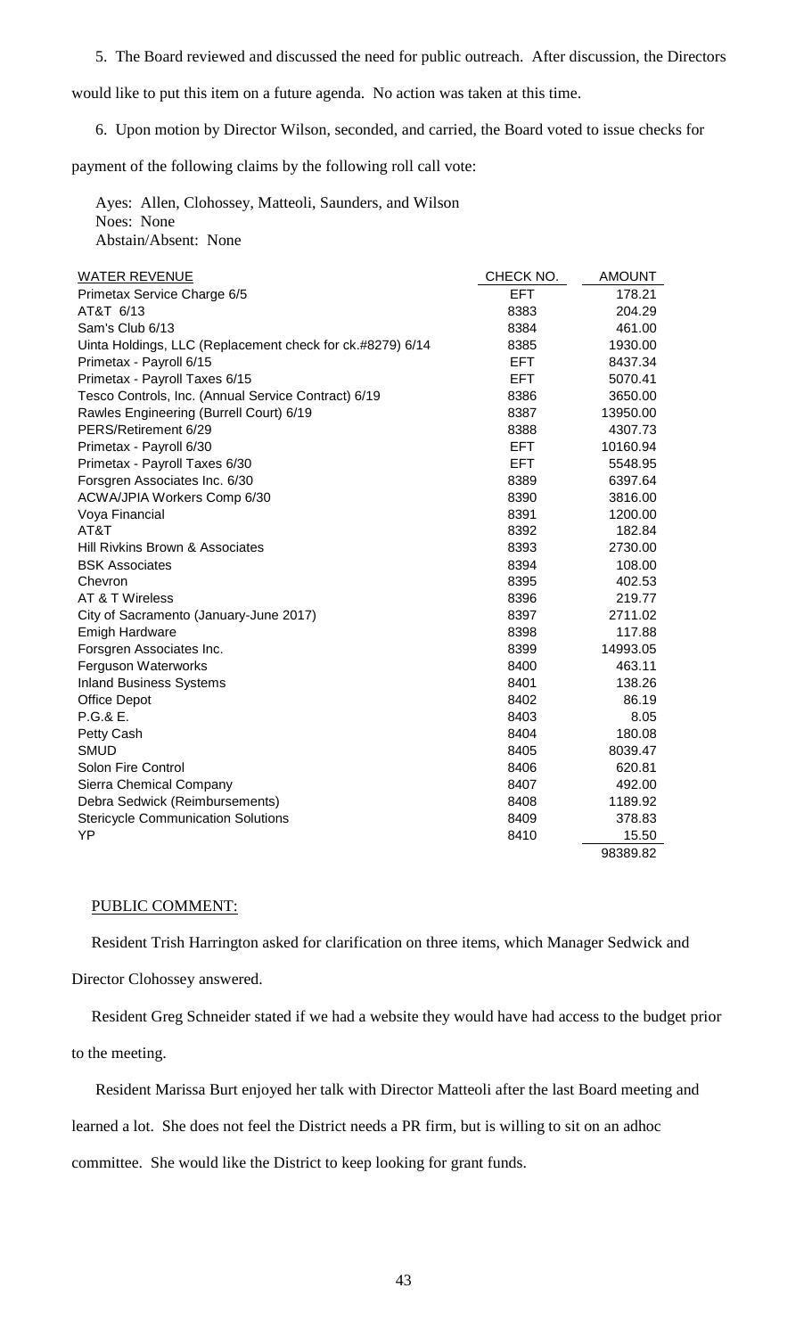5. The Board reviewed and discussed the need for public outreach. After discussion, the Directors would like to put this item on a future agenda. No action was taken at this time.

6. Upon motion by Director Wilson, seconded, and carried, the Board voted to issue checks for payment of the following claims by the following roll call vote:

Ayes: Allen, Clohossey, Matteoli, Saunders, and Wilson
Noes: None
Abstain/Absent: None

| WATER REVENUE | CHECK NO. | AMOUNT |
|---|---|---|
| Primetax Service Charge 6/5 | EFT | 178.21 |
| AT&T 6/13 | 8383 | 204.29 |
| Sam's Club 6/13 | 8384 | 461.00 |
| Uinta Holdings, LLC (Replacement check for ck.#8279) 6/14 | 8385 | 1930.00 |
| Primetax - Payroll 6/15 | EFT | 8437.34 |
| Primetax - Payroll Taxes 6/15 | EFT | 5070.41 |
| Tesco Controls, Inc. (Annual Service Contract) 6/19 | 8386 | 3650.00 |
| Rawles Engineering (Burrell Court) 6/19 | 8387 | 13950.00 |
| PERS/Retirement 6/29 | 8388 | 4307.73 |
| Primetax - Payroll 6/30 | EFT | 10160.94 |
| Primetax - Payroll Taxes 6/30 | EFT | 5548.95 |
| Forsgren Associates Inc. 6/30 | 8389 | 6397.64 |
| ACWA/JPIA Workers Comp 6/30 | 8390 | 3816.00 |
| Voya Financial | 8391 | 1200.00 |
| AT&T | 8392 | 182.84 |
| Hill Rivkins Brown & Associates | 8393 | 2730.00 |
| BSK Associates | 8394 | 108.00 |
| Chevron | 8395 | 402.53 |
| AT & T Wireless | 8396 | 219.77 |
| City of Sacramento (January-June 2017) | 8397 | 2711.02 |
| Emigh Hardware | 8398 | 117.88 |
| Forsgren Associates Inc. | 8399 | 14993.05 |
| Ferguson Waterworks | 8400 | 463.11 |
| Inland Business Systems | 8401 | 138.26 |
| Office Depot | 8402 | 86.19 |
| P.G.& E. | 8403 | 8.05 |
| Petty Cash | 8404 | 180.08 |
| SMUD | 8405 | 8039.47 |
| Solon Fire Control | 8406 | 620.81 |
| Sierra Chemical Company | 8407 | 492.00 |
| Debra Sedwick (Reimbursements) | 8408 | 1189.92 |
| Stericycle Communication Solutions | 8409 | 378.83 |
| YP | 8410 | 15.50 |
| | | 98389.82 |

PUBLIC COMMENT:

Resident Trish Harrington asked for clarification on three items, which Manager Sedwick and Director Clohossey answered.

Resident Greg Schneider stated if we had a website they would have had access to the budget prior to the meeting.

Resident Marissa Burt enjoyed her talk with Director Matteoli after the last Board meeting and learned a lot. She does not feel the District needs a PR firm, but is willing to sit on an adhoc committee. She would like the District to keep looking for grant funds.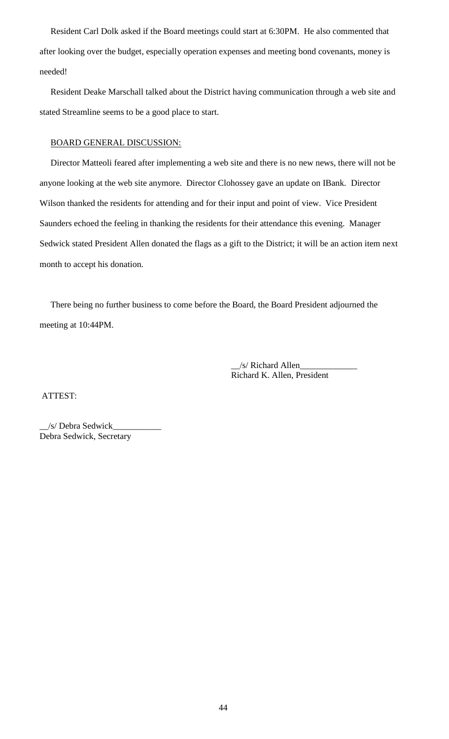Resident Carl Dolk asked if the Board meetings could start at 6:30PM. He also commented that after looking over the budget, especially operation expenses and meeting bond covenants, money is needed!

Resident Deake Marschall talked about the District having communication through a web site and stated Streamline seems to be a good place to start.

BOARD GENERAL DISCUSSION:

Director Matteoli feared after implementing a web site and there is no new news, there will not be anyone looking at the web site anymore. Director Clohossey gave an update on IBank. Director Wilson thanked the residents for attending and for their input and point of view. Vice President Saunders echoed the feeling in thanking the residents for their attendance this evening. Manager Sedwick stated President Allen donated the flags as a gift to the District; it will be an action item next month to accept his donation.

There being no further business to come before the Board, the Board President adjourned the meeting at 10:44PM.

__/s/ Richard Allen_____________
Richard K. Allen, President

ATTEST:

__/s/ Debra Sedwick___________
Debra Sedwick, Secretary